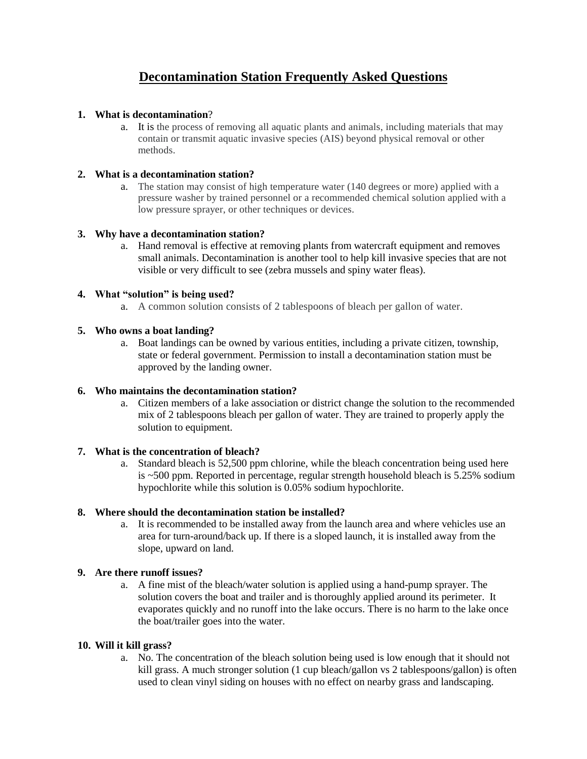# Decontamination Station Frequently Asked Questions

1. **What is decontamination**?
   a. It is the process of removing all aquatic plants and animals, including materials that may contain or transmit aquatic invasive species (AIS) beyond physical removal or other methods.

2. **What is a decontamination station?**
   a. The station may consist of high temperature water (140 degrees or more) applied with a pressure washer by trained personnel or a recommended chemical solution applied with a low pressure sprayer, or other techniques or devices.

3. **Why have a decontamination station?**
   a. Hand removal is effective at removing plants from watercraft equipment and removes small animals. Decontamination is another tool to help kill invasive species that are not visible or very difficult to see (zebra mussels and spiny water fleas).

4. **What "solution" is being used?**
   a. A common solution consists of 2 tablespoons of bleach per gallon of water.

5. **Who owns a boat landing?**
   a. Boat landings can be owned by various entities, including a private citizen, township, state or federal government. Permission to install a decontamination station must be approved by the landing owner.

6. **Who maintains the decontamination station?**
   a. Citizen members of a lake association or district change the solution to the recommended mix of 2 tablespoons bleach per gallon of water. They are trained to properly apply the solution to equipment.

7. **What is the concentration of bleach?**
   a. Standard bleach is 52,500 ppm chlorine, while the bleach concentration being used here is ~500 ppm. Reported in percentage, regular strength household bleach is 5.25% sodium hypochlorite while this solution is 0.05% sodium hypochlorite.

8. **Where should the decontamination station be installed?**
   a. It is recommended to be installed away from the launch area and where vehicles use an area for turn-around/back up. If there is a sloped launch, it is installed away from the slope, upward on land.

9. **Are there runoff issues?**
   a. A fine mist of the bleach/water solution is applied using a hand-pump sprayer. The solution covers the boat and trailer and is thoroughly applied around its perimeter. It evaporates quickly and no runoff into the lake occurs. There is no harm to the lake once the boat/trailer goes into the water.

10. **Will it kill grass?**
    a. No. The concentration of the bleach solution being used is low enough that it should not kill grass. A much stronger solution (1 cup bleach/gallon vs 2 tablespoons/gallon) is often used to clean vinyl siding on houses with no effect on nearby grass and landscaping.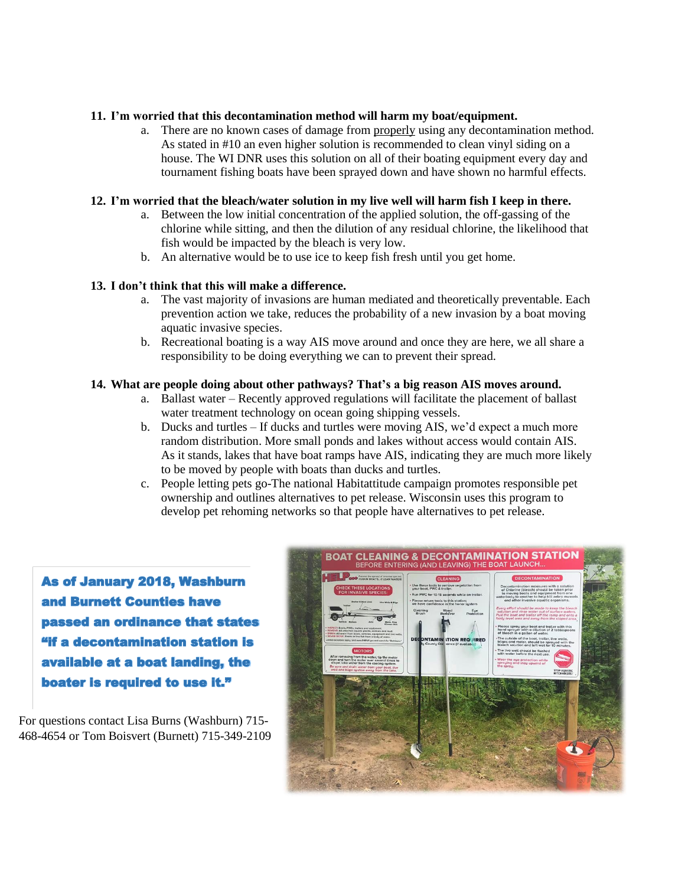**11. I'm worried that this decontamination method will harm my boat/equipment.**

a. There are no known cases of damage from properly using any decontamination method. As stated in #10 an even higher solution is recommended to clean vinyl siding on a house. The WI DNR uses this solution on all of their boating equipment every day and tournament fishing boats have been sprayed down and have shown no harmful effects.

**12. I'm worried that the bleach/water solution in my live well will harm fish I keep in there.**

a. Between the low initial concentration of the applied solution, the off-gassing of the chlorine while sitting, and then the dilution of any residual chlorine, the likelihood that fish would be impacted by the bleach is very low.

b. An alternative would be to use ice to keep fish fresh until you get home.

**13. I don't think that this will make a difference.**

a. The vast majority of invasions are human mediated and theoretically preventable. Each prevention action we take, reduces the probability of a new invasion by a boat moving aquatic invasive species.

b. Recreational boating is a way AIS move around and once they are here, we all share a responsibility to be doing everything we can to prevent their spread.

**14. What are people doing about other pathways? That's a big reason AIS moves around.**

a. Ballast water – Recently approved regulations will facilitate the placement of ballast water treatment technology on ocean going shipping vessels.

b. Ducks and turtles – If ducks and turtles were moving AIS, we'd expect a much more random distribution. More small ponds and lakes without access would contain AIS. As it stands, lakes that have boat ramps have AIS, indicating they are much more likely to be moved by people with boats than ducks and turtles.

c. People letting pets go-The national Habitattitude campaign promotes responsible pet ownership and outlines alternatives to pet release. Wisconsin uses this program to develop pet rehoming networks so that people have alternatives to pet release.

**As of January 2018, Washburn and Burnett Counties have passed an ordinance that states "if a decontamination station is available at a boat landing, the boater is required to use it."**

For questions contact Lisa Burns (Washburn) 715-468-4654 or Tom Boisvert (Burnett) 715-349-2109